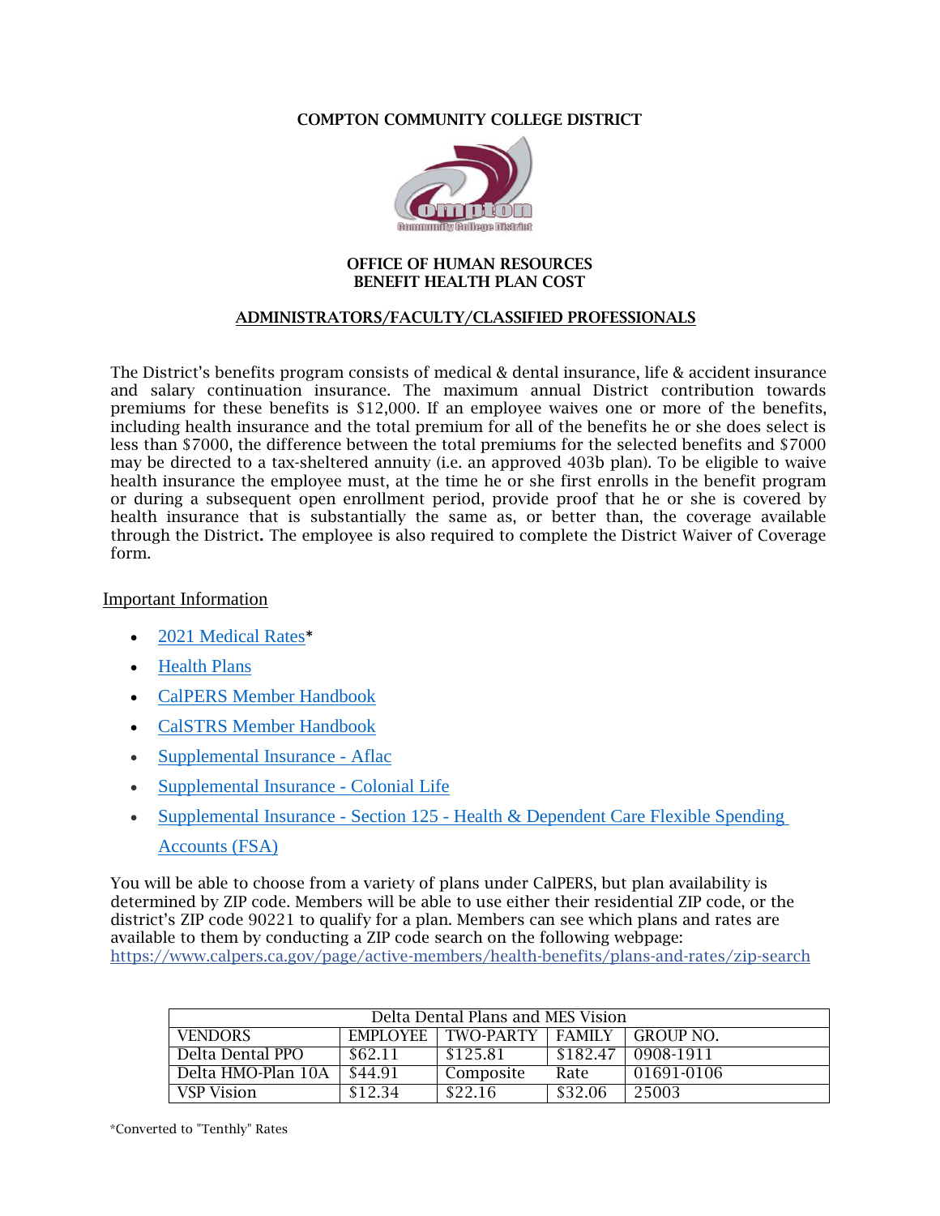# COMPTON COMMUNITY COLLEGE DISTRICT

## OFFICE OF HUMAN RESOURCES
## BENEFIT HEALTH PLAN COST

### ADMINISTRATORS/FACULTY/CLASSIFIED PROFESSIONALS

The District's benefits program consists of medical & dental insurance, life & accident insurance and salary continuation insurance. The maximum annual District contribution towards premiums for these benefits is $12,000. If an employee waives one or more of the benefits, including health insurance and the total premium for all of the benefits he or she does select is less than $7000, the difference between the total premiums for the selected benefits and $7000 may be directed to a tax-sheltered annuity (i.e. an approved 403b plan). To be eligible to waive health insurance the employee must, at the time he or she first enrolls in the benefit program or during a subsequent open enrollment period, provide proof that he or she is covered by health insurance that is substantially the same as, or better than, the coverage available through the District**.** The employee is also required to complete the District Waiver of Coverage form.

Important Information

- 2021 Medical Rates*
- Health Plans
- CalPERS Member Handbook
- CalSTRS Member Handbook
- Supplemental Insurance - Aflac
- Supplemental Insurance - Colonial Life
- Supplemental Insurance - Section 125 - Health & Dependent Care Flexible Spending Accounts (FSA)

You will be able to choose from a variety of plans under CalPERS, but plan availability is determined by ZIP code. Members will be able to use either their residential ZIP code, or the district's ZIP code 90221 to qualify for a plan. Members can see which plans and rates are available to them by conducting a ZIP code search on the following webpage: https://www.calpers.ca.gov/page/active-members/health-benefits/plans-and-rates/zip-search

| Delta Dental Plans and MES Vision | | | | |
|---|---|---|---|---|
| VENDORS | EMPLOYEE | TWO-PARTY | FAMILY | GROUP NO. |
| Delta Dental PPO | $62.11 | $125.81 | $182.47 | 0908-1911 |
| Delta HMO-Plan 10A | $44.91 | Composite | Rate | 01691-0106 |
| VSP Vision | $12.34 | $22.16 | $32.06 | 25003 |

*Converted to "Tenthly" Rates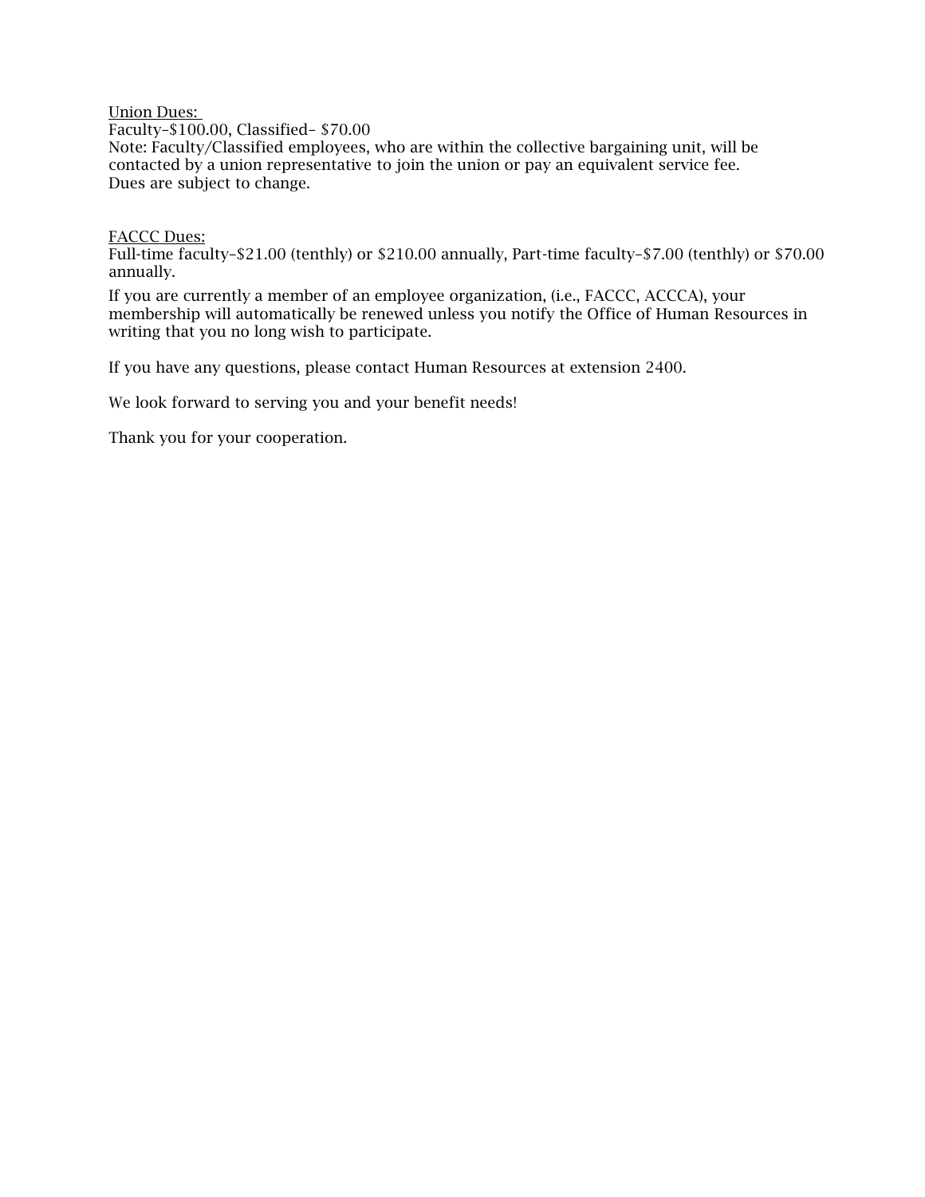<u>Union Dues:</u>
Faculty–$100.00, Classified– $70.00
Note: Faculty/Classified employees, who are within the collective bargaining unit, will be contacted by a union representative to join the union or pay an equivalent service fee.
Dues are subject to change.

<u>FACCC Dues:</u>
Full-time faculty–$21.00 (tenthly) or $210.00 annually, Part-time faculty–$7.00 (tenthly) or $70.00 annually.

If you are currently a member of an employee organization, (i.e., FACCC, ACCCA), your membership will automatically be renewed unless you notify the Office of Human Resources in writing that you no long wish to participate.

If you have any questions, please contact Human Resources at extension 2400.

We look forward to serving you and your benefit needs!

Thank you for your cooperation.